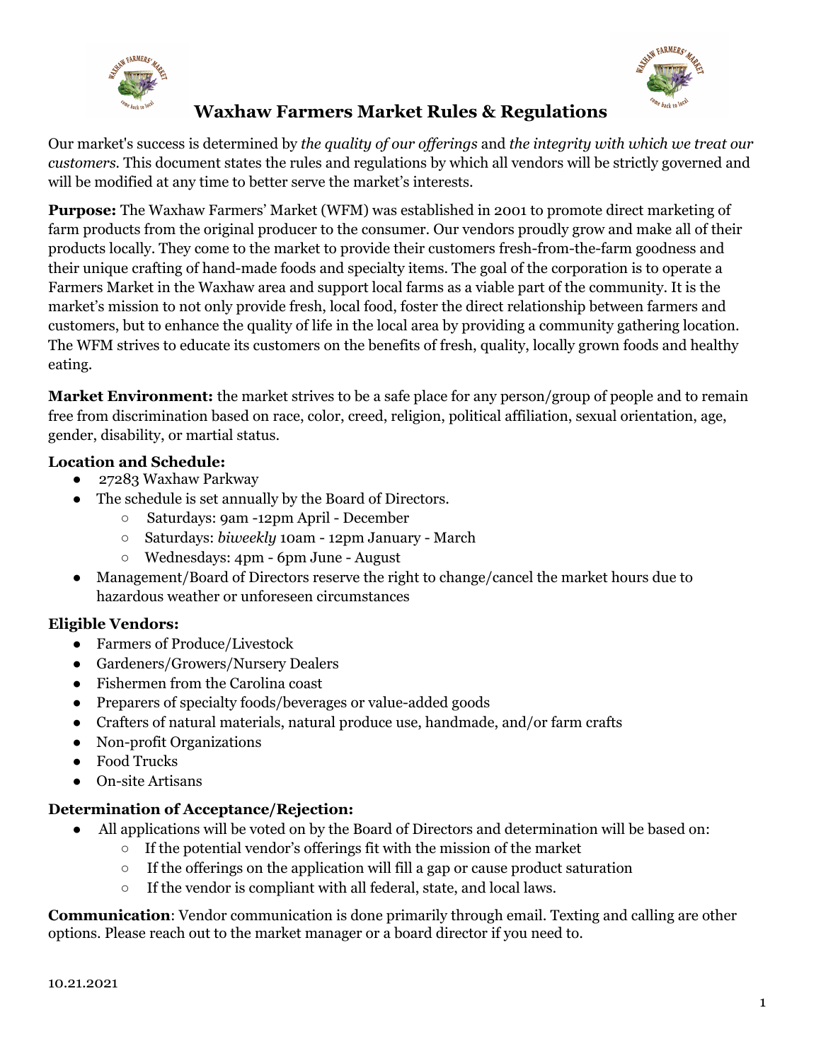# Waxhaw Farmers Market Rules & Regulations

Our market's success is determined by *the quality of our offerings* and *the integrity with which we treat our customers.* This document states the rules and regulations by which all vendors will be strictly governed and will be modified at any time to better serve the market's interests.

**Purpose:** The Waxhaw Farmers' Market (WFM) was established in 2001 to promote direct marketing of farm products from the original producer to the consumer. Our vendors proudly grow and make all of their products locally. They come to the market to provide their customers fresh-from-the-farm goodness and their unique crafting of hand-made foods and specialty items. The goal of the corporation is to operate a Farmers Market in the Waxhaw area and support local farms as a viable part of the community. It is the market's mission to not only provide fresh, local food, foster the direct relationship between farmers and customers, but to enhance the quality of life in the local area by providing a community gathering location. The WFM strives to educate its customers on the benefits of fresh, quality, locally grown foods and healthy eating.

**Market Environment:** the market strives to be a safe place for any person/group of people and to remain free from discrimination based on race, color, creed, religion, political affiliation, sexual orientation, age, gender, disability, or martial status.

**Location and Schedule:**

- 27283 Waxhaw Parkway
- The schedule is set annually by the Board of Directors.
  - Saturdays: 9am -12pm April - December
  - Saturdays: *biweekly* 10am - 12pm January - March
  - Wednesdays: 4pm - 6pm June - August
- Management/Board of Directors reserve the right to change/cancel the market hours due to hazardous weather or unforeseen circumstances

**Eligible Vendors:**

- Farmers of Produce/Livestock
- Gardeners/Growers/Nursery Dealers
- Fishermen from the Carolina coast
- Preparers of specialty foods/beverages or value-added goods
- Crafters of natural materials, natural produce use, handmade, and/or farm crafts
- Non-profit Organizations
- Food Trucks
- On-site Artisans

**Determination of Acceptance/Rejection:**

- All applications will be voted on by the Board of Directors and determination will be based on:
  - If the potential vendor's offerings fit with the mission of the market
  - If the offerings on the application will fill a gap or cause product saturation
  - If the vendor is compliant with all federal, state, and local laws.

**Communication**: Vendor communication is done primarily through email. Texting and calling are other options. Please reach out to the market manager or a board director if you need to.

10.21.2021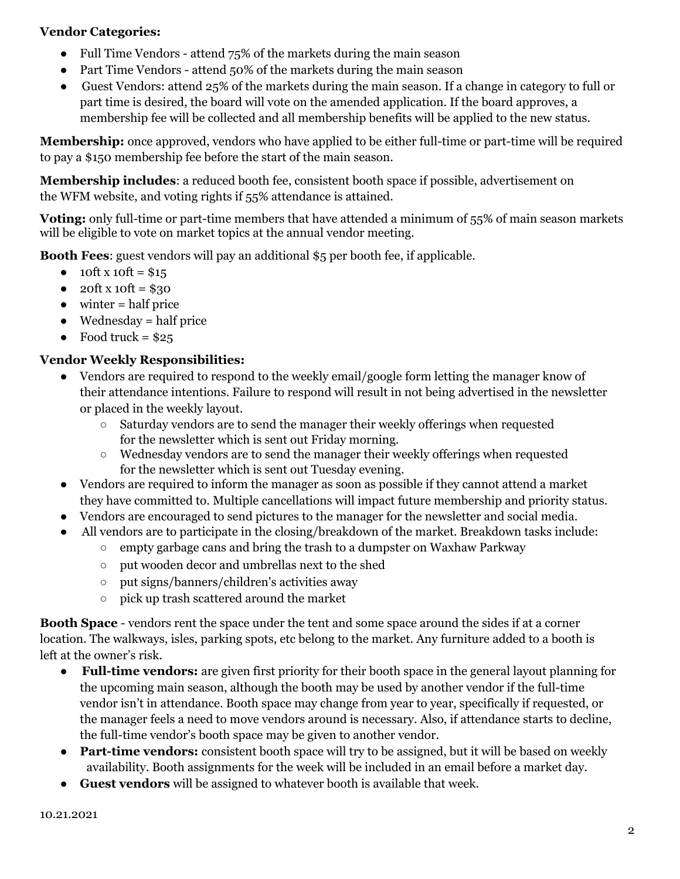**Vendor Categories:**

- Full Time Vendors - attend 75% of the markets during the main season
- Part Time Vendors - attend 50% of the markets during the main season
- Guest Vendors: attend 25% of the markets during the main season. If a change in category to full or part time is desired, the board will vote on the amended application. If the board approves, a membership fee will be collected and all membership benefits will be applied to the new status.

**Membership:** once approved, vendors who have applied to be either full-time or part-time will be required to pay a $150 membership fee before the start of the main season.

**Membership includes**: a reduced booth fee, consistent booth space if possible, advertisement on the WFM website, and voting rights if 55% attendance is attained.

**Voting:** only full-time or part-time members that have attended a minimum of 55% of main season markets will be eligible to vote on market topics at the annual vendor meeting.

**Booth Fees**: guest vendors will pay an additional $5 per booth fee, if applicable.

- 10ft x 10ft = $15
- 20ft x 10ft = $30
- winter = half price
- Wednesday = half price
- Food truck = $25

**Vendor Weekly Responsibilities:**

- Vendors are required to respond to the weekly email/google form letting the manager know of their attendance intentions. Failure to respond will result in not being advertised in the newsletter or placed in the weekly layout.
  - Saturday vendors are to send the manager their weekly offerings when requested for the newsletter which is sent out Friday morning.
  - Wednesday vendors are to send the manager their weekly offerings when requested for the newsletter which is sent out Tuesday evening.
- Vendors are required to inform the manager as soon as possible if they cannot attend a market they have committed to. Multiple cancellations will impact future membership and priority status.
- Vendors are encouraged to send pictures to the manager for the newsletter and social media.
- All vendors are to participate in the closing/breakdown of the market. Breakdown tasks include:
  - empty garbage cans and bring the trash to a dumpster on Waxhaw Parkway
  - put wooden decor and umbrellas next to the shed
  - put signs/banners/children's activities away
  - pick up trash scattered around the market

**Booth Space** - vendors rent the space under the tent and some space around the sides if at a corner location. The walkways, isles, parking spots, etc belong to the market. Any furniture added to a booth is left at the owner's risk.

- **Full-time vendors:** are given first priority for their booth space in the general layout planning for the upcoming main season, although the booth may be used by another vendor if the full-time vendor isn't in attendance. Booth space may change from year to year, specifically if requested, or the manager feels a need to move vendors around is necessary. Also, if attendance starts to decline, the full-time vendor's booth space may be given to another vendor.
- **Part-time vendors:** consistent booth space will try to be assigned, but it will be based on weekly availability. Booth assignments for the week will be included in an email before a market day.
- **Guest vendors** will be assigned to whatever booth is available that week.

10.21.2021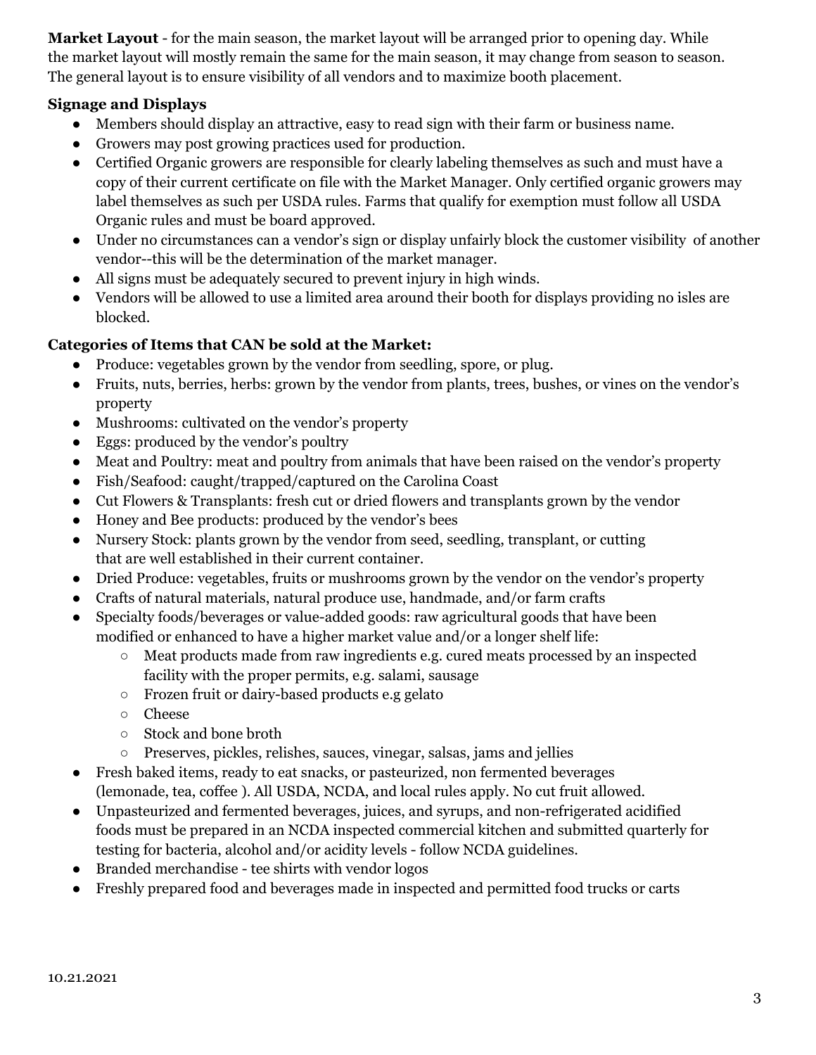**Market Layout** - for the main season, the market layout will be arranged prior to opening day. While the market layout will mostly remain the same for the main season, it may change from season to season. The general layout is to ensure visibility of all vendors and to maximize booth placement.

**Signage and Displays**

- Members should display an attractive, easy to read sign with their farm or business name.
- Growers may post growing practices used for production.
- Certified Organic growers are responsible for clearly labeling themselves as such and must have a copy of their current certificate on file with the Market Manager. Only certified organic growers may label themselves as such per USDA rules. Farms that qualify for exemption must follow all USDA Organic rules and must be board approved.
- Under no circumstances can a vendor's sign or display unfairly block the customer visibility of another vendor--this will be the determination of the market manager.
- All signs must be adequately secured to prevent injury in high winds.
- Vendors will be allowed to use a limited area around their booth for displays providing no isles are blocked.

**Categories of Items that CAN be sold at the Market:**

- Produce: vegetables grown by the vendor from seedling, spore, or plug.
- Fruits, nuts, berries, herbs: grown by the vendor from plants, trees, bushes, or vines on the vendor's property
- Mushrooms: cultivated on the vendor's property
- Eggs: produced by the vendor's poultry
- Meat and Poultry: meat and poultry from animals that have been raised on the vendor's property
- Fish/Seafood: caught/trapped/captured on the Carolina Coast
- Cut Flowers & Transplants: fresh cut or dried flowers and transplants grown by the vendor
- Honey and Bee products: produced by the vendor's bees
- Nursery Stock: plants grown by the vendor from seed, seedling, transplant, or cutting that are well established in their current container.
- Dried Produce: vegetables, fruits or mushrooms grown by the vendor on the vendor's property
- Crafts of natural materials, natural produce use, handmade, and/or farm crafts
- Specialty foods/beverages or value-added goods: raw agricultural goods that have been modified or enhanced to have a higher market value and/or a longer shelf life:
  - Meat products made from raw ingredients e.g. cured meats processed by an inspected facility with the proper permits, e.g. salami, sausage
  - Frozen fruit or dairy-based products e.g gelato
  - Cheese
  - Stock and bone broth
  - Preserves, pickles, relishes, sauces, vinegar, salsas, jams and jellies
- Fresh baked items, ready to eat snacks, or pasteurized, non fermented beverages (lemonade, tea, coffee ). All USDA, NCDA, and local rules apply. No cut fruit allowed.
- Unpasteurized and fermented beverages, juices, and syrups, and non-refrigerated acidified foods must be prepared in an NCDA inspected commercial kitchen and submitted quarterly for testing for bacteria, alcohol and/or acidity levels - follow NCDA guidelines.
- Branded merchandise - tee shirts with vendor logos
- Freshly prepared food and beverages made in inspected and permitted food trucks or carts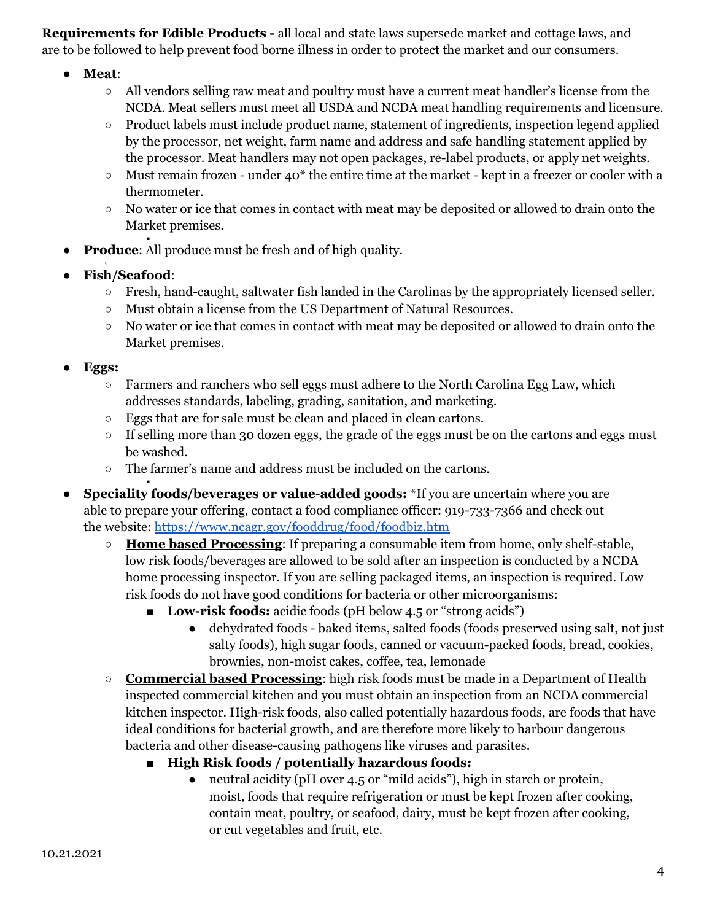**Requirements for Edible Products -** all local and state laws supersede market and cottage laws, and are to be followed to help prevent food borne illness in order to protect the market and our consumers.

- **Meat**:
  - All vendors selling raw meat and poultry must have a current meat handler's license from the NCDA. Meat sellers must meet all USDA and NCDA meat handling requirements and licensure.
  - Product labels must include product name, statement of ingredients, inspection legend applied by the processor, net weight, farm name and address and safe handling statement applied by the processor. Meat handlers may not open packages, re-label products, or apply net weights.
  - Must remain frozen - under 40* the entire time at the market - kept in a freezer or cooler with a thermometer.
  - No water or ice that comes in contact with meat may be deposited or allowed to drain onto the Market premises.
- **Produce**: All produce must be fresh and of high quality.
- **Fish/Seafood**:
  - Fresh, hand-caught, saltwater fish landed in the Carolinas by the appropriately licensed seller.
  - Must obtain a license from the US Department of Natural Resources.
  - No water or ice that comes in contact with meat may be deposited or allowed to drain onto the Market premises.
- **Eggs:**
  - Farmers and ranchers who sell eggs must adhere to the North Carolina Egg Law, which addresses standards, labeling, grading, sanitation, and marketing.
  - Eggs that are for sale must be clean and placed in clean cartons.
  - If selling more than 30 dozen eggs, the grade of the eggs must be on the cartons and eggs must be washed.
  - The farmer's name and address must be included on the cartons.
- **Speciality foods/beverages or value-added goods:** *If you are uncertain where you are able to prepare your offering, contact a food compliance officer: 919-733-7366 and check out the website: [https://www.ncagr.gov/fooddrug/food/foodbiz.htm](https://www.ncagr.gov/fooddrug/food/foodbiz.htm)
  - **Home based Processing**: If preparing a consumable item from home, only shelf-stable, low risk foods/beverages are allowed to be sold after an inspection is conducted by a NCDA home processing inspector. If you are selling packaged items, an inspection is required. Low risk foods do not have good conditions for bacteria or other microorganisms:
    - **Low-risk foods:** acidic foods (pH below 4.5 or "strong acids")
      - dehydrated foods - baked items, salted foods (foods preserved using salt, not just salty foods), high sugar foods, canned or vacuum-packed foods, bread, cookies, brownies, non-moist cakes, coffee, tea, lemonade
  - **Commercial based Processing**: high risk foods must be made in a Department of Health inspected commercial kitchen and you must obtain an inspection from an NCDA commercial kitchen inspector. High-risk foods, also called potentially hazardous foods, are foods that have ideal conditions for bacterial growth, and are therefore more likely to harbour dangerous bacteria and other disease-causing pathogens like viruses and parasites.
    - **High Risk foods / potentially hazardous foods:**
      - neutral acidity (pH over 4.5 or "mild acids"), high in starch or protein, moist, foods that require refrigeration or must be kept frozen after cooking, contain meat, poultry, or seafood, dairy, must be kept frozen after cooking, or cut vegetables and fruit, etc.

10.21.2021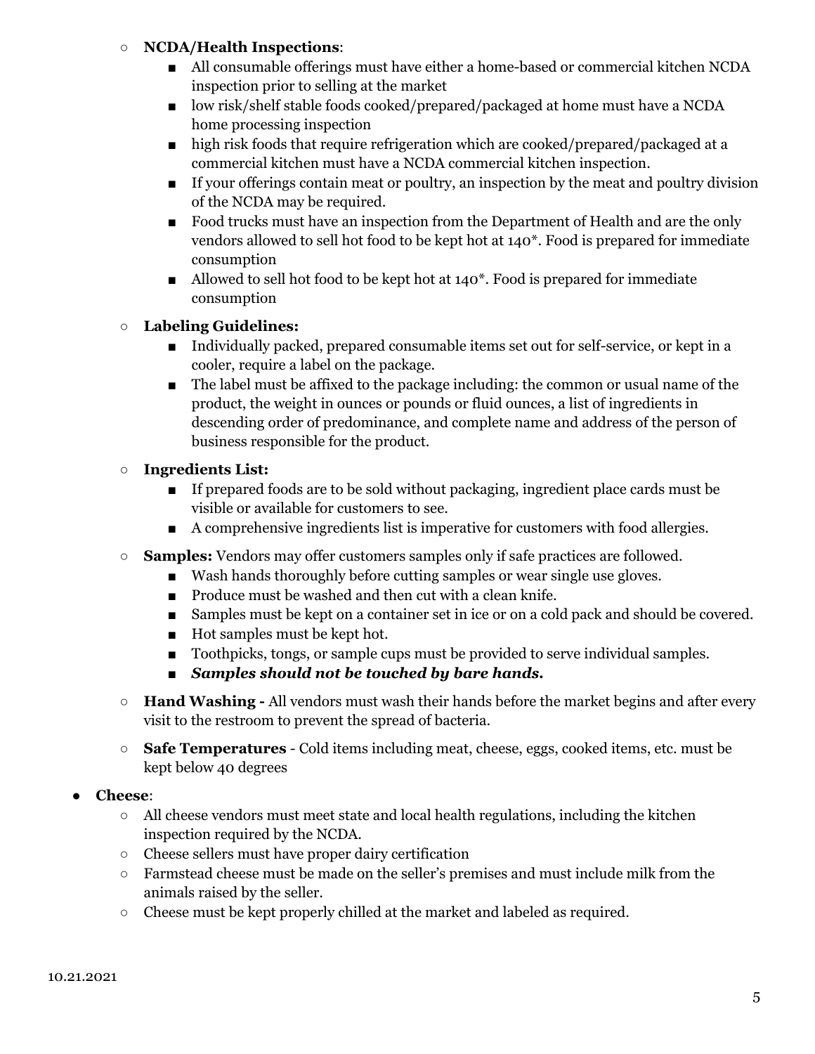- **NCDA/Health Inspections**:
  - All consumable offerings must have either a home-based or commercial kitchen NCDA inspection prior to selling at the market
  - low risk/shelf stable foods cooked/prepared/packaged at home must have a NCDA home processing inspection
  - high risk foods that require refrigeration which are cooked/prepared/packaged at a commercial kitchen must have a NCDA commercial kitchen inspection.
  - If your offerings contain meat or poultry, an inspection by the meat and poultry division of the NCDA may be required.
  - Food trucks must have an inspection from the Department of Health and are the only vendors allowed to sell hot food to be kept hot at 140*. Food is prepared for immediate consumption
  - Allowed to sell hot food to be kept hot at 140*. Food is prepared for immediate consumption
- **Labeling Guidelines:**
  - Individually packed, prepared consumable items set out for self-service, or kept in a cooler, require a label on the package.
  - The label must be affixed to the package including: the common or usual name of the product, the weight in ounces or pounds or fluid ounces, a list of ingredients in descending order of predominance, and complete name and address of the person of business responsible for the product.
- **Ingredients List:**
  - If prepared foods are to be sold without packaging, ingredient place cards must be visible or available for customers to see.
  - A comprehensive ingredients list is imperative for customers with food allergies.
- **Samples:** Vendors may offer customers samples only if safe practices are followed.
  - Wash hands thoroughly before cutting samples or wear single use gloves.
  - Produce must be washed and then cut with a clean knife.
  - Samples must be kept on a container set in ice or on a cold pack and should be covered.
  - Hot samples must be kept hot.
  - Toothpicks, tongs, or sample cups must be provided to serve individual samples.
  - ***Samples should not be touched by bare hands.***
- **Hand Washing -** All vendors must wash their hands before the market begins and after every visit to the restroom to prevent the spread of bacteria.
- **Safe Temperatures** - Cold items including meat, cheese, eggs, cooked items, etc. must be kept below 40 degrees

- **Cheese**:
  - All cheese vendors must meet state and local health regulations, including the kitchen inspection required by the NCDA.
  - Cheese sellers must have proper dairy certification
  - Farmstead cheese must be made on the seller's premises and must include milk from the animals raised by the seller.
  - Cheese must be kept properly chilled at the market and labeled as required.

10.21.2021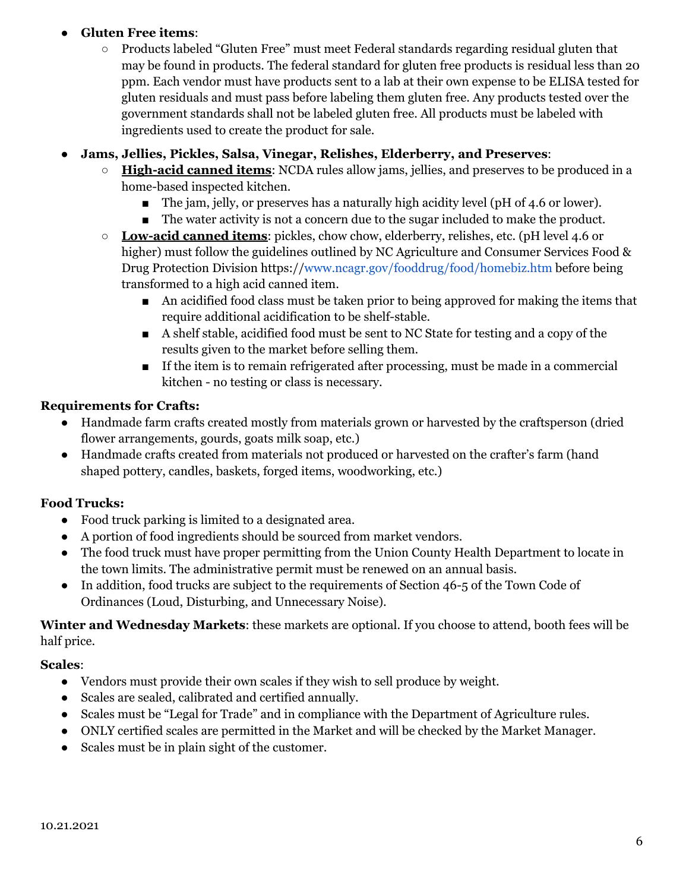- **Gluten Free items**:
  - Products labeled "Gluten Free" must meet Federal standards regarding residual gluten that may be found in products. The federal standard for gluten free products is residual less than 20 ppm. Each vendor must have products sent to a lab at their own expense to be ELISA tested for gluten residuals and must pass before labeling them gluten free. Any products tested over the government standards shall not be labeled gluten free. All products must be labeled with ingredients used to create the product for sale.
- **Jams, Jellies, Pickles, Salsa, Vinegar, Relishes, Elderberry, and Preserves**:
  - **<u>High-acid canned items</u>**: NCDA rules allow jams, jellies, and preserves to be produced in a home-based inspected kitchen.
    - The jam, jelly, or preserves has a naturally high acidity level (pH of 4.6 or lower).
    - The water activity is not a concern due to the sugar included to make the product.
  - **<u>Low-acid canned items</u>**: pickles, chow chow, elderberry, relishes, etc. (pH level 4.6 or higher) must follow the guidelines outlined by NC Agriculture and Consumer Services Food & Drug Protection Division https://www.ncagr.gov/fooddrug/food/homebiz.htm before being transformed to a high acid canned item.
    - An acidified food class must be taken prior to being approved for making the items that require additional acidification to be shelf-stable.
    - A shelf stable, acidified food must be sent to NC State for testing and a copy of the results given to the market before selling them.
    - If the item is to remain refrigerated after processing, must be made in a commercial kitchen - no testing or class is necessary.

**Requirements for Crafts:**

- Handmade farm crafts created mostly from materials grown or harvested by the craftsperson (dried flower arrangements, gourds, goats milk soap, etc.)
- Handmade crafts created from materials not produced or harvested on the crafter's farm (hand shaped pottery, candles, baskets, forged items, woodworking, etc.)

**Food Trucks:**

- Food truck parking is limited to a designated area.
- A portion of food ingredients should be sourced from market vendors.
- The food truck must have proper permitting from the Union County Health Department to locate in the town limits. The administrative permit must be renewed on an annual basis.
- In addition, food trucks are subject to the requirements of Section 46-5 of the Town Code of Ordinances (Loud, Disturbing, and Unnecessary Noise).

**Winter and Wednesday Markets**: these markets are optional. If you choose to attend, booth fees will be half price.

**Scales**:

- Vendors must provide their own scales if they wish to sell produce by weight.
- Scales are sealed, calibrated and certified annually.
- Scales must be "Legal for Trade" and in compliance with the Department of Agriculture rules.
- ONLY certified scales are permitted in the Market and will be checked by the Market Manager.
- Scales must be in plain sight of the customer.

10.21.2021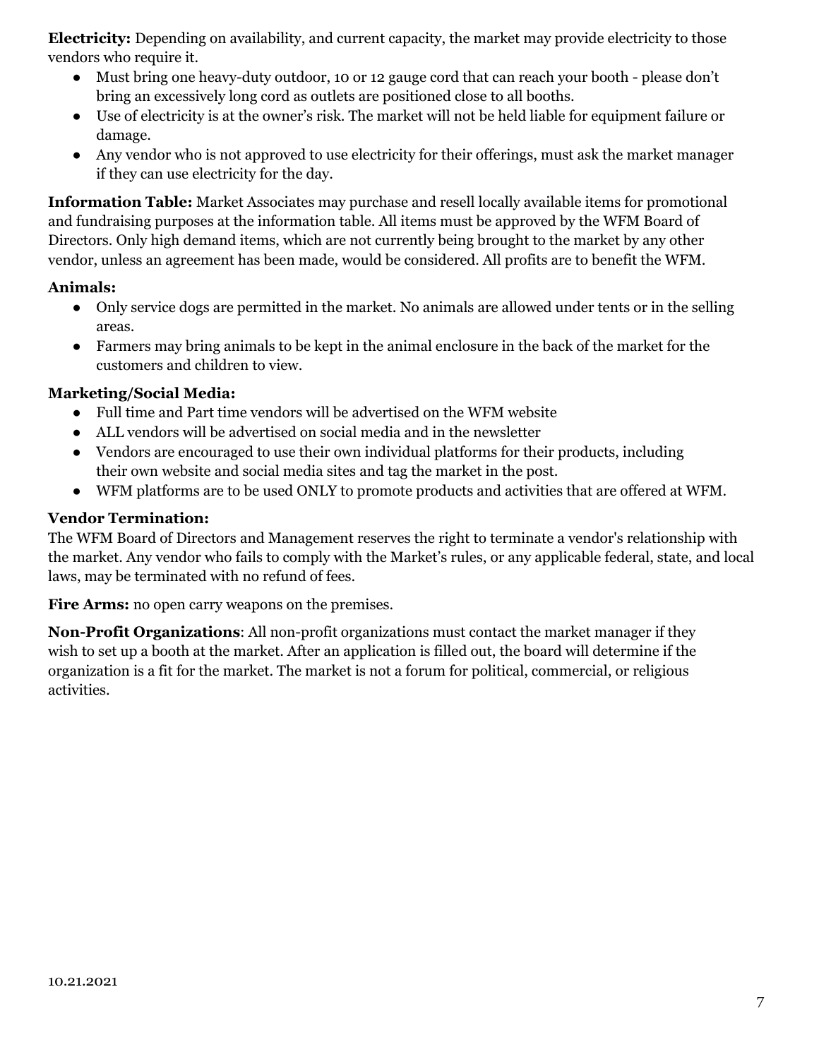**Electricity:** Depending on availability, and current capacity, the market may provide electricity to those vendors who require it.

- Must bring one heavy-duty outdoor, 10 or 12 gauge cord that can reach your booth - please don't bring an excessively long cord as outlets are positioned close to all booths.
- Use of electricity is at the owner's risk. The market will not be held liable for equipment failure or damage.
- Any vendor who is not approved to use electricity for their offerings, must ask the market manager if they can use electricity for the day.

**Information Table:** Market Associates may purchase and resell locally available items for promotional and fundraising purposes at the information table. All items must be approved by the WFM Board of Directors. Only high demand items, which are not currently being brought to the market by any other vendor, unless an agreement has been made, would be considered. All profits are to benefit the WFM.

**Animals:**

- Only service dogs are permitted in the market. No animals are allowed under tents or in the selling areas.
- Farmers may bring animals to be kept in the animal enclosure in the back of the market for the customers and children to view.

**Marketing/Social Media:**

- Full time and Part time vendors will be advertised on the WFM website
- ALL vendors will be advertised on social media and in the newsletter
- Vendors are encouraged to use their own individual platforms for their products, including their own website and social media sites and tag the market in the post.
- WFM platforms are to be used ONLY to promote products and activities that are offered at WFM.

**Vendor Termination:**

The WFM Board of Directors and Management reserves the right to terminate a vendor's relationship with the market. Any vendor who fails to comply with the Market's rules, or any applicable federal, state, and local laws, may be terminated with no refund of fees.

**Fire Arms:** no open carry weapons on the premises.

**Non-Profit Organizations**: All non-profit organizations must contact the market manager if they wish to set up a booth at the market. After an application is filled out, the board will determine if the organization is a fit for the market. The market is not a forum for political, commercial, or religious activities.

10.21.2021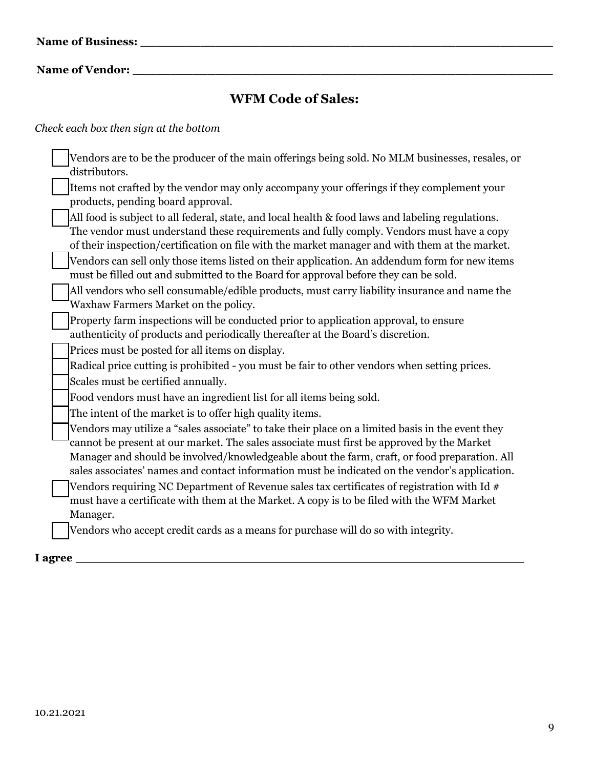**Name of Business:** ___________________________________________________________

**Name of Vendor:** ____________________________________________________________

## WFM Code of Sales:

*Check each box then sign at the bottom*

- [ ] Vendors are to be the producer of the main offerings being sold. No MLM businesses, resales, or distributors.
- [ ] Items not crafted by the vendor may only accompany your offerings if they complement your products, pending board approval.
- [ ] All food is subject to all federal, state, and local health & food laws and labeling regulations. The vendor must understand these requirements and fully comply. Vendors must have a copy of their inspection/certification on file with the market manager and with them at the market.
- [ ] Vendors can sell only those items listed on their application. An addendum form for new items must be filled out and submitted to the Board for approval before they can be sold.
- [ ] All vendors who sell consumable/edible products, must carry liability insurance and name the Waxhaw Farmers Market on the policy.
- [ ] Property farm inspections will be conducted prior to application approval, to ensure authenticity of products and periodically thereafter at the Board's discretion.
- [ ] Prices must be posted for all items on display.
- [ ] Radical price cutting is prohibited - you must be fair to other vendors when setting prices.
- [ ] Scales must be certified annually.
- [ ] Food vendors must have an ingredient list for all items being sold.
- [ ] The intent of the market is to offer high quality items.
- [ ] Vendors may utilize a "sales associate" to take their place on a limited basis in the event they cannot be present at our market. The sales associate must first be approved by the Market Manager and should be involved/knowledgeable about the farm, craft, or food preparation. All sales associates' names and contact information must be indicated on the vendor's application.
- [ ] Vendors requiring NC Department of Revenue sales tax certificates of registration with Id # must have a certificate with them at the Market. A copy is to be filed with the WFM Market Manager.
- [ ] Vendors who accept credit cards as a means for purchase will do so with integrity.

**I agree** ______________________________________________________________________

10.21.2021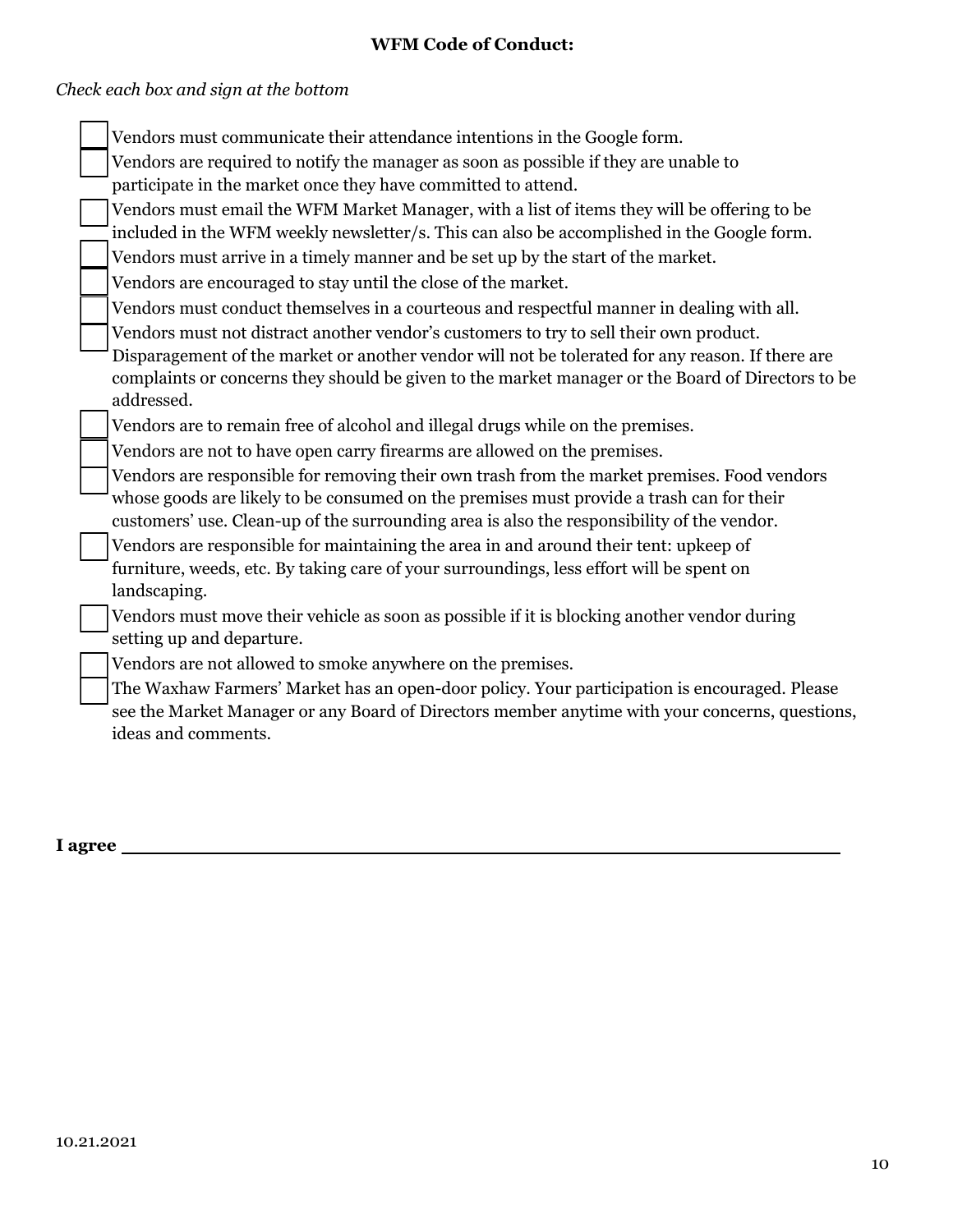**WFM Code of Conduct:**

*Check each box and sign at the bottom*

- [ ] Vendors must communicate their attendance intentions in the Google form.
- [ ] Vendors are required to notify the manager as soon as possible if they are unable to participate in the market once they have committed to attend.
- [ ] Vendors must email the WFM Market Manager, with a list of items they will be offering to be included in the WFM weekly newsletter/s. This can also be accomplished in the Google form.
- [ ] Vendors must arrive in a timely manner and be set up by the start of the market.
- [ ] Vendors are encouraged to stay until the close of the market.
- [ ] Vendors must conduct themselves in a courteous and respectful manner in dealing with all.
- [ ] Vendors must not distract another vendor's customers to try to sell their own product. Disparagement of the market or another vendor will not be tolerated for any reason. If there are complaints or concerns they should be given to the market manager or the Board of Directors to be addressed.
- [ ] Vendors are to remain free of alcohol and illegal drugs while on the premises.
- [ ] Vendors are not to have open carry firearms are allowed on the premises.
- [ ] Vendors are responsible for removing their own trash from the market premises. Food vendors whose goods are likely to be consumed on the premises must provide a trash can for their customers' use. Clean-up of the surrounding area is also the responsibility of the vendor.
- [ ] Vendors are responsible for maintaining the area in and around their tent: upkeep of furniture, weeds, etc. By taking care of your surroundings, less effort will be spent on landscaping.
- [ ] Vendors must move their vehicle as soon as possible if it is blocking another vendor during setting up and departure.
- [ ] Vendors are not allowed to smoke anywhere on the premises.
- [ ] The Waxhaw Farmers' Market has an open-door policy. Your participation is encouraged. Please see the Market Manager or any Board of Directors member anytime with your concerns, questions, ideas and comments.

**I agree** ___________________________________________________________

10.21.2021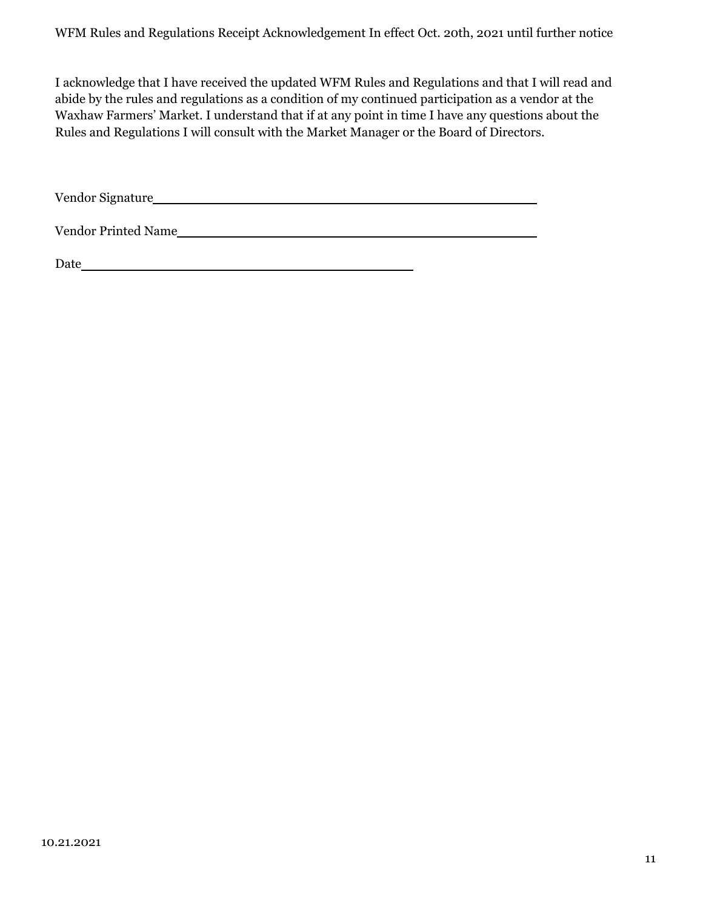WFM Rules and Regulations Receipt Acknowledgement In effect Oct. 20th, 2021 until further notice

I acknowledge that I have received the updated WFM Rules and Regulations and that I will read and abide by the rules and regulations as a condition of my continued participation as a vendor at the Waxhaw Farmers' Market. I understand that if at any point in time I have any questions about the Rules and Regulations I will consult with the Market Manager or the Board of Directors.

Vendor Signature\_\_\_\_\_\_\_\_\_\_\_\_\_\_\_\_\_\_\_\_\_\_\_\_\_\_\_\_\_\_\_\_\_\_\_\_\_\_\_\_\_\_\_\_

Vendor Printed Name\_\_\_\_\_\_\_\_\_\_\_\_\_\_\_\_\_\_\_\_\_\_\_\_\_\_\_\_\_\_\_\_\_\_\_\_\_\_\_\_\_

Date\_\_\_\_\_\_\_\_\_\_\_\_\_\_\_\_\_\_\_\_\_\_\_\_\_\_\_\_\_\_\_\_\_\_\_\_\_\_\_

10.21.2021